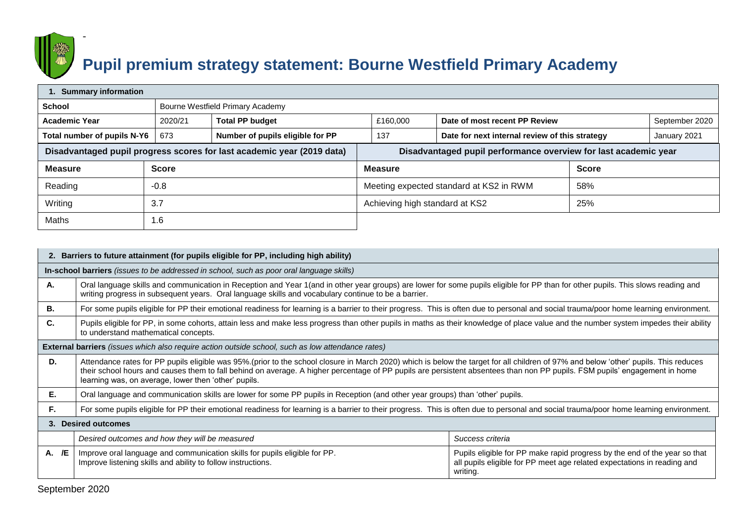# Pupil premium strategy statement: Bourne Westfield Primary Academy

| 1. Summary information | | | | | |
|---|---|---|---|---|---|
| **School** | Bourne Westfield Primary Academy | | | | |
| **Academic Year** | 2020/21 | **Total PP budget** | £160,000 | **Date of most recent PP Review** | September 2020 |
| **Total number of pupils N-Y6** | 673 | **Number of pupils eligible for PP** | 137 | **Date for next internal review of this strategy** | January 2021 |

| Disadvantaged pupil progress scores for last academic year (2019 data) | | Disadvantaged pupil performance overview for last academic year | |
|---|---|---|---|
| **Measure** | **Score** | **Measure** | **Score** |
| Reading | -0.8 | Meeting expected standard at KS2 in RWM | 58% |
| Writing | 3.7 | Achieving high standard at KS2 | 25% |
| Maths | 1.6 | | |

| 2. Barriers to future attainment (for pupils eligible for PP, including high ability) | |
|---|---|
| **In-school barriers** *(issues to be addressed in school, such as poor oral language skills)* | |
| **A.** | Oral language skills and communication in Reception and Year 1(and in other year groups) are lower for some pupils eligible for PP than for other pupils. This slows reading and writing progress in subsequent years. Oral language skills and vocabulary continue to be a barrier. |
| **B.** | For some pupils eligible for PP their emotional readiness for learning is a barrier to their progress. This is often due to personal and social trauma/poor home learning environment. |
| **C.** | Pupils eligible for PP, in some cohorts, attain less and make less progress than other pupils in maths as their knowledge of place value and the number system impedes their ability to understand mathematical concepts. |
| **External barriers** *(issues which also require action outside school, such as low attendance rates)* | |
| **D.** | Attendance rates for PP pupils eligible was 95%.(prior to the school closure in March 2020) which is below the target for all children of 97% and below 'other' pupils. This reduces their school hours and causes them to fall behind on average. A higher percentage of PP pupils are persistent absentees than non PP pupils. FSM pupils' engagement in home learning was, on average, lower then 'other' pupils. |
| **E.** | Oral language and communication skills are lower for some PP pupils in Reception (and other year groups) than 'other' pupils. |
| **F.** | For some pupils eligible for PP their emotional readiness for learning is a barrier to their progress. This is often due to personal and social trauma/poor home learning environment. |

| 3. Desired outcomes | | |
|---|---|---|
| | *Desired outcomes and how they will be measured* | *Success criteria* |
| **A. /E** | Improve oral language and communication skills for pupils eligible for PP.<br>Improve listening skills and ability to follow instructions. | Pupils eligible for PP make rapid progress by the end of the year so that all pupils eligible for PP meet age related expectations in reading and writing. |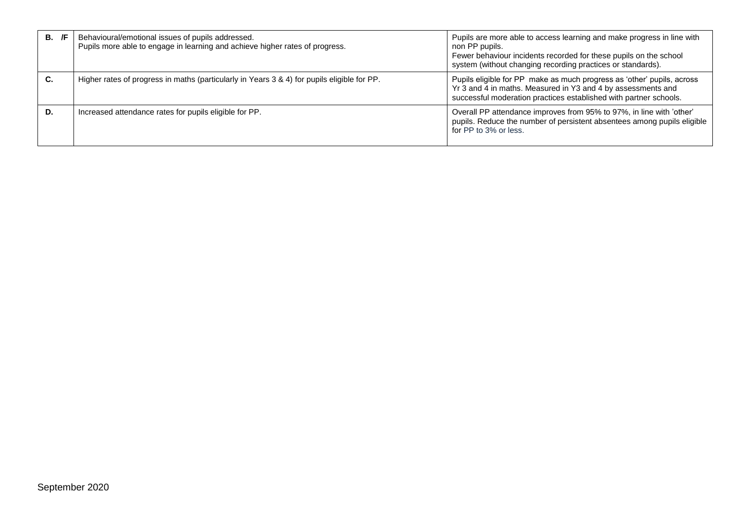| | | |
|---|---|---|
| **B. /F** | Behavioural/emotional issues of pupils addressed.<br>Pupils more able to engage in learning and achieve higher rates of progress. | Pupils are more able to access learning and make progress in line with non PP pupils.<br>Fewer behaviour incidents recorded for these pupils on the school system (without changing recording practices or standards). |
| **C.** | Higher rates of progress in maths (particularly in Years 3 & 4) for pupils eligible for PP. | Pupils eligible for PP make as much progress as 'other' pupils, across Yr 3 and 4 in maths. Measured in Y3 and 4 by assessments and successful moderation practices established with partner schools. |
| **D.** | Increased attendance rates for pupils eligible for PP. | Overall PP attendance improves from 95% to 97%, in line with 'other' pupils. Reduce the number of persistent absentees among pupils eligible for PP to 3% or less. |

September 2020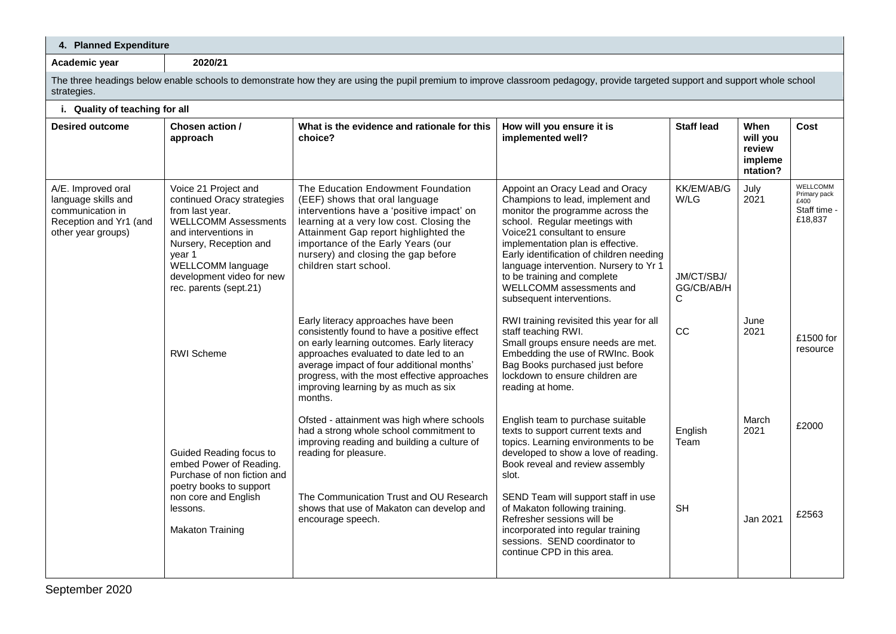## 4. Planned Expenditure

| Academic year | 2020/21 |
|---|---|

The three headings below enable schools to demonstrate how they are using the pupil premium to improve classroom pedagogy, provide targeted support and support whole school strategies.

### i. Quality of teaching for all

| Desired outcome | Chosen action / approach | What is the evidence and rationale for this choice? | How will you ensure it is implemented well? | Staff lead | When will you review implementation? | Cost |
|---|---|---|---|---|---|---|
| A/E. Improved oral language skills and communication in Reception and Yr1 (and other year groups) | Voice 21 Project and continued Oracy strategies from last year. WELLCOMM Assessments and interventions in Nursery, Reception and year 1 WELLCOMM language development video for new rec. parents (sept.21) | The Education Endowment Foundation (EEF) shows that oral language interventions have a 'positive impact' on learning at a very low cost. Closing the Attainment Gap report highlighted the importance of the Early Years (our nursery) and closing the gap before children start school. | Appoint an Oracy Lead and Oracy Champions to lead, implement and monitor the programme across the school. Regular meetings with Voice21 consultant to ensure implementation plan is effective. Early identification of children needing language intervention. Nursery to Yr 1 to be training and complete WELLCOMM assessments and subsequent interventions. | KK/EM/AB/GW/LG JM/CT/SBJ/GG/CB/AB/HC | July 2021 | WELLCOMM Primary pack £400 Staff time - £18,837 |
| | RWI Scheme | Early literacy approaches have been consistently found to have a positive effect on early learning outcomes. Early literacy approaches evaluated to date led to an average impact of four additional months' progress, with the most effective approaches improving learning by as much as six months. | RWI training revisited this year for all staff teaching RWI. Small groups ensure needs are met. Embedding the use of RWInc. Book Bag Books purchased just before lockdown to ensure children are reading at home. | CC | June 2021 | £1500 for resource |
| | Guided Reading focus to embed Power of Reading. Purchase of non fiction and poetry books to support non core and English lessons. | Ofsted - attainment was high where schools had a strong whole school commitment to improving reading and building a culture of reading for pleasure. | English team to purchase suitable texts to support current texts and topics. Learning environments to be developed to show a love of reading. Book reveal and review assembly slot. | English Team | March 2021 | £2000 |
| | Makaton Training | The Communication Trust and OU Research shows that use of Makaton can develop and encourage speech. | SEND Team will support staff in use of Makaton following training. Refresher sessions will be incorporated into regular training sessions. SEND coordinator to continue CPD in this area. | SH | Jan 2021 | £2563 |

September 2020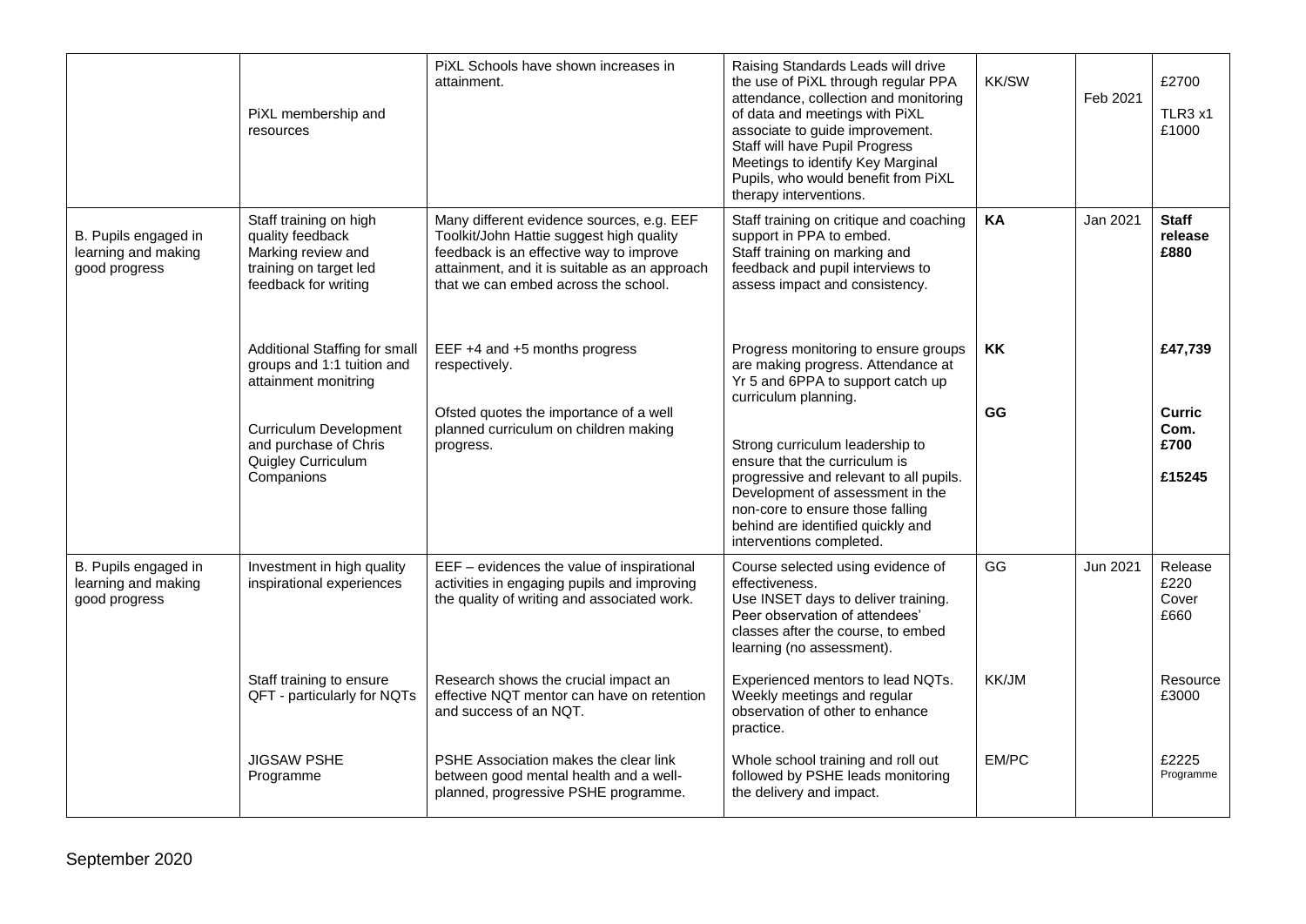| | | | | | | |
|---|---|---|---|---|---|---|
| | PiXL membership and resources | PiXL Schools have shown increases in attainment. | Raising Standards Leads will drive the use of PiXL through regular PPA attendance, collection and monitoring of data and meetings with PiXL associate to guide improvement. Staff will have Pupil Progress Meetings to identify Key Marginal Pupils, who would benefit from PiXL therapy interventions. | KK/SW | Feb 2021 | £2700<br>TLR3 x1 £1000 |
| B. Pupils engaged in learning and making good progress | Staff training on high quality feedback<br>Marking review and training on target led feedback for writing | Many different evidence sources, e.g. EEF Toolkit/John Hattie suggest high quality feedback is an effective way to improve attainment, and it is suitable as an approach that we can embed across the school. | Staff training on critique and coaching support in PPA to embed.<br>Staff training on marking and feedback and pupil interviews to assess impact and consistency. | **KA** | Jan 2021 | **Staff release £880** |
| | Additional Staffing for small groups and 1:1 tuition and attainment monitring | EEF +4 and +5 months progress respectively. | Progress monitoring to ensure groups are making progress. Attendance at Yr 5 and 6PPA to support catch up curriculum planning. | **KK** | | **£47,739** |
| | Curriculum Development and purchase of Chris Quigley Curriculum Companions | Ofsted quotes the importance of a well planned curriculum on children making progress. | Strong curriculum leadership to ensure that the curriculum is progressive and relevant to all pupils. Development of assessment in the non-core to ensure those falling behind are identified quickly and interventions completed. | **GG** | | **Curric Com. £700**<br>**£15245** |
| B. Pupils engaged in learning and making good progress | Investment in high quality inspirational experiences | EEF – evidences the value of inspirational activities in engaging pupils and improving the quality of writing and associated work. | Course selected using evidence of effectiveness.<br>Use INSET days to deliver training.<br>Peer observation of attendees' classes after the course, to embed learning (no assessment). | GG | Jun 2021 | Release £220<br>Cover £660 |
| | Staff training to ensure QFT - particularly for NQTs | Research shows the crucial impact an effective NQT mentor can have on retention and success of an NQT. | Experienced mentors to lead NQTs. Weekly meetings and regular observation of other to enhance practice. | KK/JM | | Resource £3000 |
| | JIGSAW PSHE Programme | PSHE Association makes the clear link between good mental health and a well-planned, progressive PSHE programme. | Whole school training and roll out followed by PSHE leads monitoring the delivery and impact. | EM/PC | | £2225 Programme |

September 2020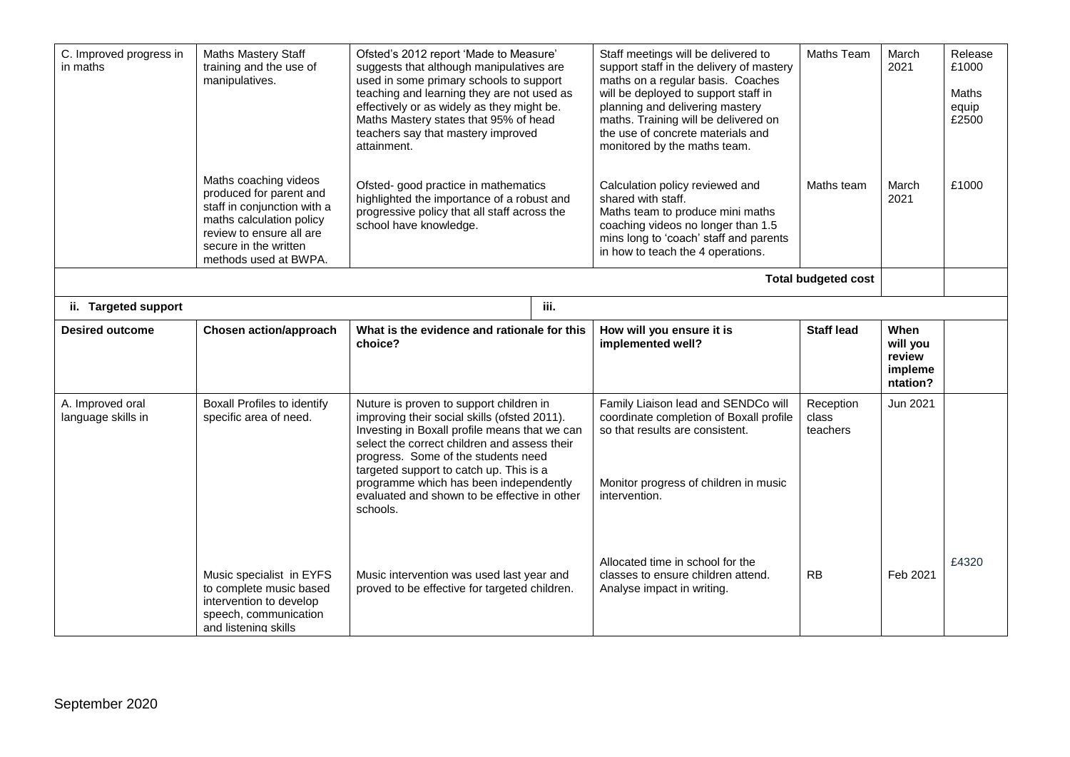| C. Improved progress in in maths | Maths Mastery Staff training and the use of manipulatives. | Ofsted's 2012 report 'Made to Measure' suggests that although manipulatives are used in some primary schools to support teaching and learning they are not used as effectively or as widely as they might be. Maths Mastery states that 95% of head teachers say that mastery improved attainment. | Staff meetings will be delivered to support staff in the delivery of mastery maths on a regular basis. Coaches will be deployed to support staff in planning and delivering mastery maths. Training will be delivered on the use of concrete materials and monitored by the maths team. | Maths Team | March 2021 | Release £1000 Maths equip £2500 |
|---|---|---|---|---|---|---|
| | Maths coaching videos produced for parent and staff in conjunction with a maths calculation policy review to ensure all are secure in the written methods used at BWPA. | Ofsted- good practice in mathematics highlighted the importance of a robust and progressive policy that all staff across the school have knowledge. | Calculation policy reviewed and shared with staff. Maths team to produce mini maths coaching videos no longer than 1.5 mins long to 'coach' staff and parents in how to teach the 4 operations. | Maths team | March 2021 | £1000 |
| | | | | **Total budgeted cost** | | |

| ii. Targeted support | | iii. | | | | |
|---|---|---|---|---|---|---|
| **Desired outcome** | **Chosen action/approach** | **What is the evidence and rationale for this choice?** | **How will you ensure it is implemented well?** | **Staff lead** | **When will you review implementation?** | |
| A. Improved oral language skills in | Boxall Profiles to identify specific area of need. | Nuture is proven to support children in improving their social skills (ofsted 2011). Investing in Boxall profile means that we can select the correct children and assess their progress. Some of the students need targeted support to catch up. This is a programme which has been independently evaluated and shown to be effective in other schools. | Family Liaison lead and SENDCo will coordinate completion of Boxall profile so that results are consistent. Monitor progress of children in music intervention. | Reception class teachers | Jun 2021 | |
| | Music specialist in EYFS to complete music based intervention to develop speech, communication and listening skills | Music intervention was used last year and proved to be effective for targeted children. | Allocated time in school for the classes to ensure children attend. Analyse impact in writing. | RB | Feb 2021 | £4320 |

September 2020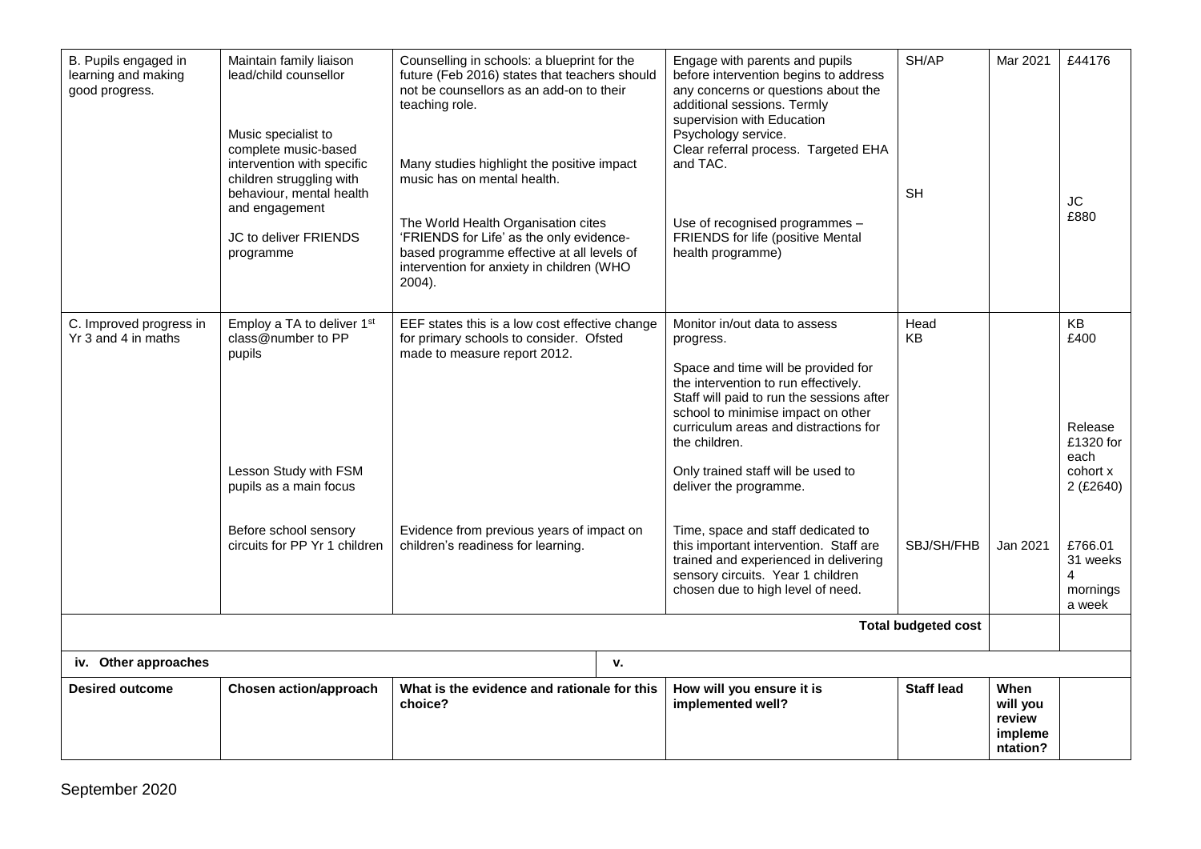| | | | | | | |
|---|---|---|---|---|---|---|
| B. Pupils engaged in learning and making good progress. | Maintain family liaison lead/child counsellor<br><br>Music specialist to complete music-based intervention with specific children struggling with behaviour, mental health and engagement<br><br>JC to deliver FRIENDS programme | Counselling in schools: a blueprint for the future (Feb 2016) states that teachers should not be counsellors as an add-on to their teaching role.<br><br>Many studies highlight the positive impact music has on mental health.<br><br>The World Health Organisation cites 'FRIENDS for Life' as the only evidence-based programme effective at all levels of intervention for anxiety in children (WHO 2004). | Engage with parents and pupils before intervention begins to address any concerns or questions about the additional sessions. Termly supervision with Education Psychology service.<br>Clear referral process. Targeted EHA and TAC.<br><br>Use of recognised programmes – FRIENDS for life (positive Mental health programme) | SH/AP<br><br>SH | Mar 2021 | £44176<br><br>JC<br>£880 |
| C. Improved progress in Yr 3 and 4 in maths | Employ a TA to deliver 1st class@number to PP pupils<br><br>Lesson Study with FSM pupils as a main focus<br><br>Before school sensory circuits for PP Yr 1 children | EEF states this is a low cost effective change for primary schools to consider. Ofsted made to measure report 2012.<br><br>Evidence from previous years of impact on children's readiness for learning. | Monitor in/out data to assess progress.<br><br>Space and time will be provided for the intervention to run effectively. Staff will paid to run the sessions after school to minimise impact on other curriculum areas and distractions for the children.<br><br>Only trained staff will be used to deliver the programme.<br><br>Time, space and staff dedicated to this important intervention. Staff are trained and experienced in delivering sensory circuits. Year 1 children chosen due to high level of need. | Head<br>KB<br><br>SBJ/SH/FHB | <br><br>Jan 2021 | KB<br>£400<br><br>Release £1320 for each cohort x 2 (£2640)<br><br>£766.01 31 weeks 4 mornings a week |
| | | | | **Total budgeted cost** | | |

| **iv. Other approaches** | | **v.** | | | | |
|---|---|---|---|---|---|---|
| **Desired outcome** | **Chosen action/approach** | **What is the evidence and rationale for this choice?** | **How will you ensure it is implemented well?** | **Staff lead** | **When will you review implementation?** | |

September 2020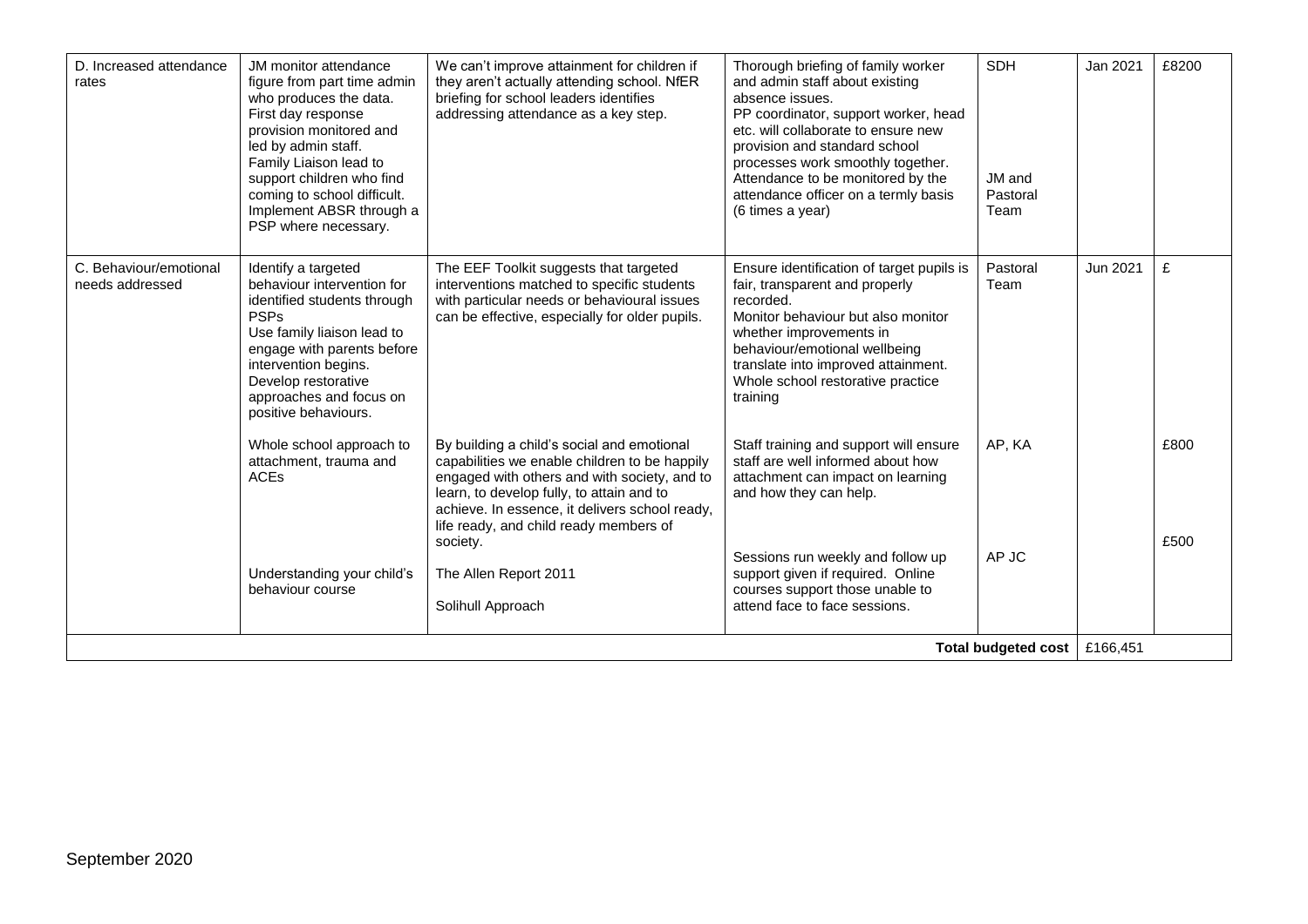| D. Increased attendance rates | JM monitor attendance figure from part time admin who produces the data. First day response provision monitored and led by admin staff. Family Liaison lead to support children who find coming to school difficult. Implement ABSR through a PSP where necessary. | We can't improve attainment for children if they aren't actually attending school. NfER briefing for school leaders identifies addressing attendance as a key step. | Thorough briefing of family worker and admin staff about existing absence issues. PP coordinator, support worker, head etc. will collaborate to ensure new provision and standard school processes work smoothly together. Attendance to be monitored by the attendance officer on a termly basis (6 times a year) | SDH<br><br>JM and Pastoral Team | Jan 2021 | £8200 |
|---|---|---|---|---|---|---|
| C. Behaviour/emotional needs addressed | Identify a targeted behaviour intervention for identified students through PSPs<br>Use family liaison lead to engage with parents before intervention begins.<br>Develop restorative approaches and focus on positive behaviours. | The EEF Toolkit suggests that targeted interventions matched to specific students with particular needs or behavioural issues can be effective, especially for older pupils. | Ensure identification of target pupils is fair, transparent and properly recorded.<br>Monitor behaviour but also monitor whether improvements in behaviour/emotional wellbeing translate into improved attainment.<br>Whole school restorative practice training | Pastoral Team | Jun 2021 | £ |
| | Whole school approach to attachment, trauma and ACEs | By building a child's social and emotional capabilities we enable children to be happily engaged with others and with society, and to learn, to develop fully, to attain and to achieve. In essence, it delivers school ready, life ready, and child ready members of society. | Staff training and support will ensure staff are well informed about how attachment can impact on learning and how they can help. | AP, KA | | £800 |
| | Understanding your child's behaviour course | The Allen Report 2011<br><br>Solihull Approach | Sessions run weekly and follow up support given if required. Online courses support those unable to attend face to face sessions. | AP JC | | £500 |
| | | | | **Total budgeted cost** | £166,451 | |

September 2020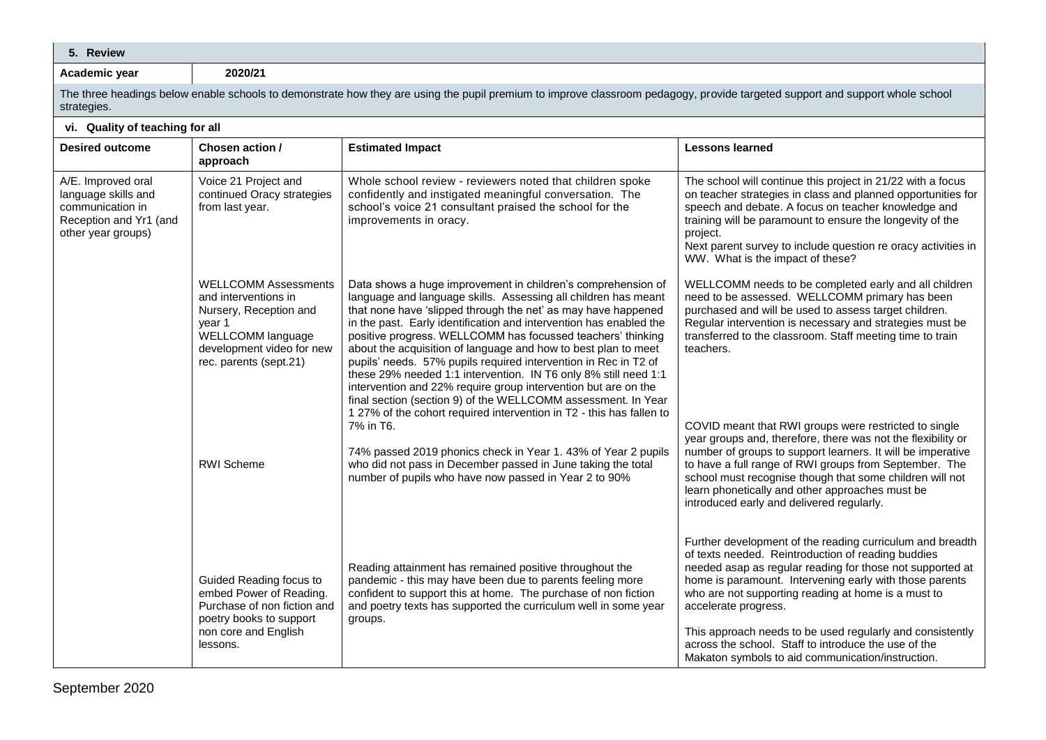## 5. Review

| Academic year | 2020/21 |
|---|---|

The three headings below enable schools to demonstrate how they are using the pupil premium to improve classroom pedagogy, provide targeted support and support whole school strategies.

### vi. Quality of teaching for all

| Desired outcome | Chosen action / approach | Estimated Impact | Lessons learned |
|---|---|---|---|
| A/E. Improved oral language skills and communication in Reception and Yr1 (and other year groups) | Voice 21 Project and continued Oracy strategies from last year. | Whole school review - reviewers noted that children spoke confidently and instigated meaningful conversation. The school's voice 21 consultant praised the school for the improvements in oracy. | The school will continue this project in 21/22 with a focus on teacher strategies in class and planned opportunities for speech and debate. A focus on teacher knowledge and training will be paramount to ensure the longevity of the project.<br>Next parent survey to include question re oracy activities in WW. What is the impact of these? |
| | WELLCOMM Assessments and interventions in Nursery, Reception and year 1<br>WELLCOMM language development video for new rec. parents (sept.21) | Data shows a huge improvement in children's comprehension of language and language skills. Assessing all children has meant that none have 'slipped through the net' as may have happened in the past. Early identification and intervention has enabled the positive progress. WELLCOMM has focussed teachers' thinking about the acquisition of language and how to best plan to meet pupils' needs. 57% pupils required intervention in Rec in T2 of these 29% needed 1:1 intervention. IN T6 only 8% still need 1:1 intervention and 22% require group intervention but are on the final section (section 9) of the WELLCOMM assessment. In Year 1 27% of the cohort required intervention in T2 - this has fallen to 7% in T6. | WELLCOMM needs to be completed early and all children need to be assessed. WELLCOMM primary has been purchased and will be used to assess target children. Regular intervention is necessary and strategies must be transferred to the classroom. Staff meeting time to train teachers. |
| | RWI Scheme | 74% passed 2019 phonics check in Year 1. 43% of Year 2 pupils who did not pass in December passed in June taking the total number of pupils who have now passed in Year 2 to 90% | COVID meant that RWI groups were restricted to single year groups and, therefore, there was not the flexibility or number of groups to support learners. It will be imperative to have a full range of RWI groups from September. The school must recognise though that some children will not learn phonetically and other approaches must be introduced early and delivered regularly. |
| | Guided Reading focus to embed Power of Reading. Purchase of non fiction and poetry books to support non core and English lessons. | Reading attainment has remained positive throughout the pandemic - this may have been due to parents feeling more confident to support this at home. The purchase of non fiction and poetry texts has supported the curriculum well in some year groups. | Further development of the reading curriculum and breadth of texts needed. Reintroduction of reading buddies needed asap as regular reading for those not supported at home is paramount. Intervening early with those parents who are not supporting reading at home is a must to accelerate progress.<br><br>This approach needs to be used regularly and consistently across the school. Staff to introduce the use of the Makaton symbols to aid communication/instruction. |

September 2020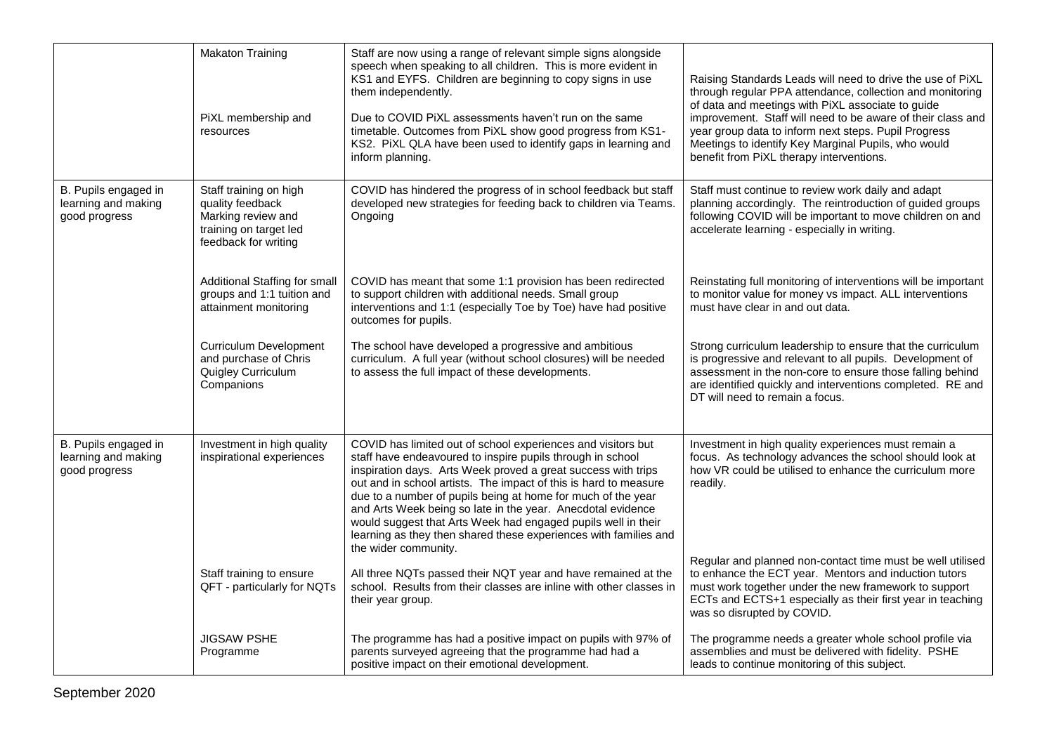| | | | |
|---|---|---|---|
| | Makaton Training | Staff are now using a range of relevant simple signs alongside speech when speaking to all children. This is more evident in KS1 and EYFS. Children are beginning to copy signs in use them independently. | Raising Standards Leads will need to drive the use of PiXL through regular PPA attendance, collection and monitoring of data and meetings with PiXL associate to guide improvement. Staff will need to be aware of their class and year group data to inform next steps. Pupil Progress Meetings to identify Key Marginal Pupils, who would benefit from PiXL therapy interventions. |
| | PiXL membership and resources | Due to COVID PiXL assessments haven't run on the same timetable. Outcomes from PiXL show good progress from KS1-KS2. PiXL QLA have been used to identify gaps in learning and inform planning. | |
| B. Pupils engaged in learning and making good progress | Staff training on high quality feedback Marking review and training on target led feedback for writing | COVID has hindered the progress of in school feedback but staff developed new strategies for feeding back to children via Teams. Ongoing | Staff must continue to review work daily and adapt planning accordingly. The reintroduction of guided groups following COVID will be important to move children on and accelerate learning - especially in writing. |
| | Additional Staffing for small groups and 1:1 tuition and attainment monitoring | COVID has meant that some 1:1 provision has been redirected to support children with additional needs. Small group interventions and 1:1 (especially Toe by Toe) have had positive outcomes for pupils. | Reinstating full monitoring of interventions will be important to monitor value for money vs impact. ALL interventions must have clear in and out data. |
| | Curriculum Development and purchase of Chris Quigley Curriculum Companions | The school have developed a progressive and ambitious curriculum. A full year (without school closures) will be needed to assess the full impact of these developments. | Strong curriculum leadership to ensure that the curriculum is progressive and relevant to all pupils. Development of assessment in the non-core to ensure those falling behind are identified quickly and interventions completed. RE and DT will need to remain a focus. |
| B. Pupils engaged in learning and making good progress | Investment in high quality inspirational experiences | COVID has limited out of school experiences and visitors but staff have endeavoured to inspire pupils through in school inspiration days. Arts Week proved a great success with trips out and in school artists. The impact of this is hard to measure due to a number of pupils being at home for much of the year and Arts Week being so late in the year. Anecdotal evidence would suggest that Arts Week had engaged pupils well in their learning as they then shared these experiences with families and the wider community. | Investment in high quality experiences must remain a focus. As technology advances the school should look at how VR could be utilised to enhance the curriculum more readily. |
| | Staff training to ensure QFT - particularly for NQTs | All three NQTs passed their NQT year and have remained at the school. Results from their classes are inline with other classes in their year group. | Regular and planned non-contact time must be well utilised to enhance the ECT year. Mentors and induction tutors must work together under the new framework to support ECTs and ECTS+1 especially as their first year in teaching was so disrupted by COVID. |
| | JIGSAW PSHE Programme | The programme has had a positive impact on pupils with 97% of parents surveyed agreeing that the programme had had a positive impact on their emotional development. | The programme needs a greater whole school profile via assemblies and must be delivered with fidelity. PSHE leads to continue monitoring of this subject. |

September 2020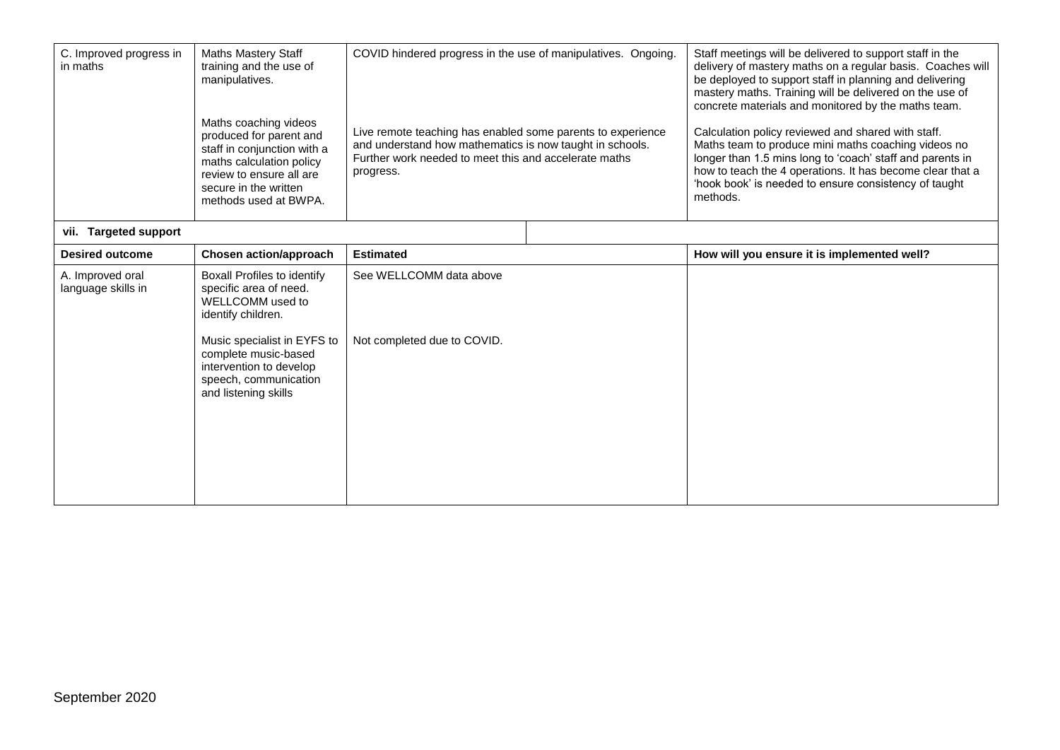| C. Improved progress in in maths | Maths Mastery Staff training and the use of manipulatives.<br><br>Maths coaching videos produced for parent and staff in conjunction with a maths calculation policy review to ensure all are secure in the written methods used at BWPA. | COVID hindered progress in the use of manipulatives. Ongoing.<br><br>Live remote teaching has enabled some parents to experience and understand how mathematics is now taught in schools. Further work needed to meet this and accelerate maths progress. | Staff meetings will be delivered to support staff in the delivery of mastery maths on a regular basis. Coaches will be deployed to support staff in planning and delivering mastery maths. Training will be delivered on the use of concrete materials and monitored by the maths team.<br><br>Calculation policy reviewed and shared with staff. Maths team to produce mini maths coaching videos no longer than 1.5 mins long to 'coach' staff and parents in how to teach the 4 operations. It has become clear that a 'hook book' is needed to ensure consistency of taught methods. |
|---|---|---|---|
| **vii. Targeted support** | | | |
| **Desired outcome** | **Chosen action/approach** | **Estimated** | **How will you ensure it is implemented well?** |
| A. Improved oral language skills in | Boxall Profiles to identify specific area of need. WELLCOMM used to identify children.<br><br>Music specialist in EYFS to complete music-based intervention to develop speech, communication and listening skills | See WELLCOMM data above<br><br>Not completed due to COVID. | |

September 2020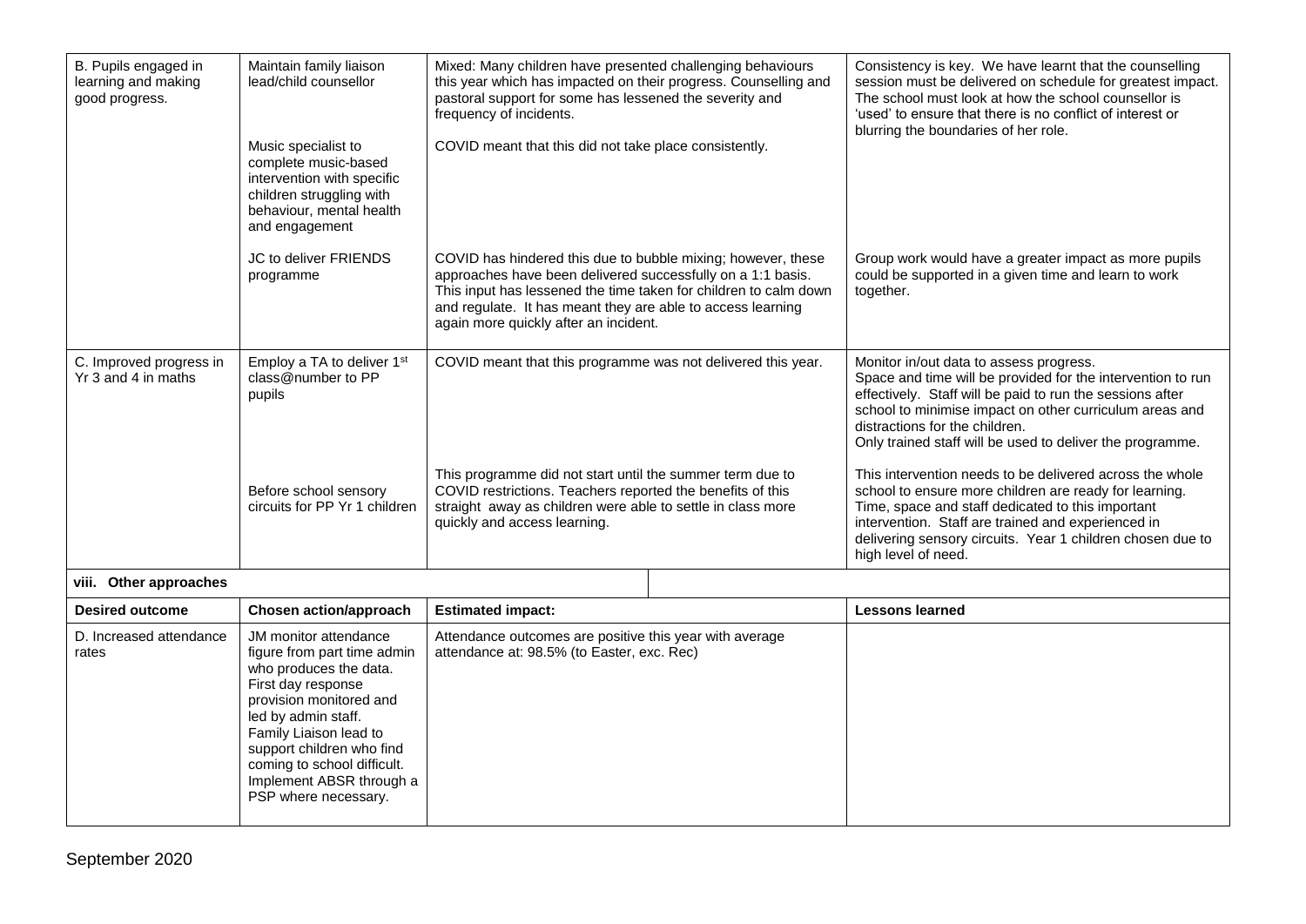| | | | |
|---|---|---|---|
| B. Pupils engaged in learning and making good progress. | Maintain family liaison lead/child counsellor | Mixed: Many children have presented challenging behaviours this year which has impacted on their progress. Counselling and pastoral support for some has lessened the severity and frequency of incidents. | Consistency is key. We have learnt that the counselling session must be delivered on schedule for greatest impact. The school must look at how the school counsellor is 'used' to ensure that there is no conflict of interest or blurring the boundaries of her role. |
| | Music specialist to complete music-based intervention with specific children struggling with behaviour, mental health and engagement | COVID meant that this did not take place consistently. | |
| | JC to deliver FRIENDS programme | COVID has hindered this due to bubble mixing; however, these approaches have been delivered successfully on a 1:1 basis. This input has lessened the time taken for children to calm down and regulate. It has meant they are able to access learning again more quickly after an incident. | Group work would have a greater impact as more pupils could be supported in a given time and learn to work together. |
| C. Improved progress in Yr 3 and 4 in maths | Employ a TA to deliver 1st class@number to PP pupils | COVID meant that this programme was not delivered this year. | Monitor in/out data to assess progress.<br>Space and time will be provided for the intervention to run effectively. Staff will be paid to run the sessions after school to minimise impact on other curriculum areas and distractions for the children.<br>Only trained staff will be used to deliver the programme. |
| | Before school sensory circuits for PP Yr 1 children | This programme did not start until the summer term due to COVID restrictions. Teachers reported the benefits of this straight away as children were able to settle in class more quickly and access learning. | This intervention needs to be delivered across the whole school to ensure more children are ready for learning. Time, space and staff dedicated to this important intervention. Staff are trained and experienced in delivering sensory circuits. Year 1 children chosen due to high level of need. |

**viii. Other approaches**

| Desired outcome | Chosen action/approach | Estimated impact: | Lessons learned |
|---|---|---|---|
| D. Increased attendance rates | JM monitor attendance figure from part time admin who produces the data.<br>First day response provision monitored and led by admin staff.<br>Family Liaison lead to support children who find coming to school difficult.<br>Implement ABSR through a PSP where necessary. | Attendance outcomes are positive this year with average attendance at: 98.5% (to Easter, exc. Rec) | |

September 2020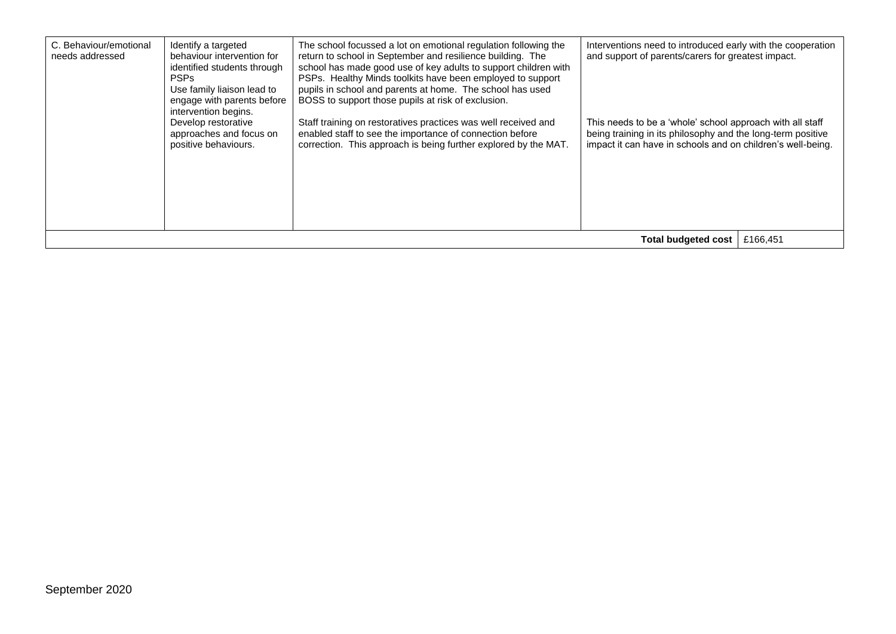| | | | | |
|---|---|---|---|---|
| C. Behaviour/emotional needs addressed | Identify a targeted behaviour intervention for identified students through PSPs<br>Use family liaison lead to engage with parents before intervention begins.<br>Develop restorative approaches and focus on positive behaviours. | The school focussed a lot on emotional regulation following the return to school in September and resilience building. The school has made good use of key adults to support children with PSPs. Healthy Minds toolkits have been employed to support pupils in school and parents at home. The school has used BOSS to support those pupils at risk of exclusion.<br><br>Staff training on restoratives practices was well received and enabled staff to see the importance of connection before correction. This approach is being further explored by the MAT. | Interventions need to introduced early with the cooperation and support of parents/carers for greatest impact.<br><br>This needs to be a 'whole' school approach with all staff being training in its philosophy and the long-term positive impact it can have in schools and on children's well-being. | |
| | | | **Total budgeted cost** | £166,451 |

September 2020